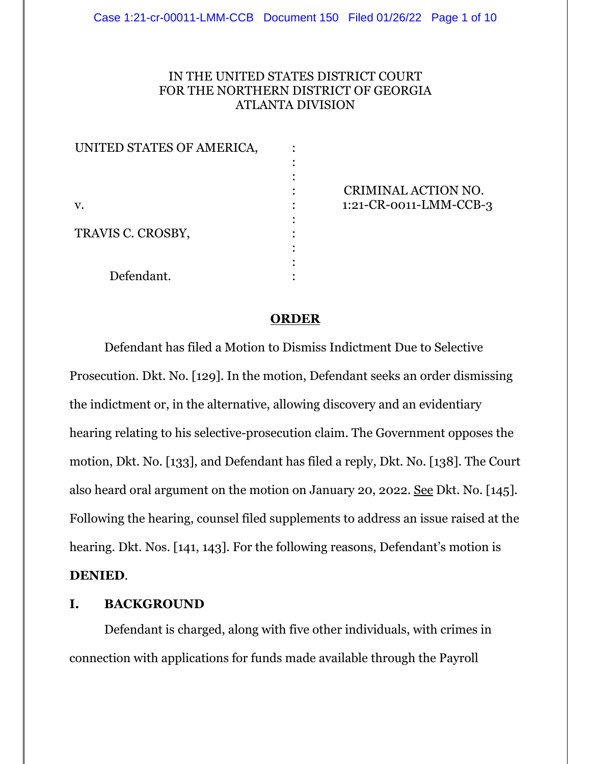IN THE UNITED STATES DISTRICT COURT
FOR THE NORTHERN DISTRICT OF GEORGIA
ATLANTA DIVISION

| | | |
|---|---|---|
| UNITED STATES OF AMERICA, | : | |
| | : | CRIMINAL ACTION NO. |
| v. | : | 1:21-CR-0011-LMM-CCB-3 |
| TRAVIS C. CROSBY, | : | |
| Defendant. | : | |

## ORDER

Defendant has filed a Motion to Dismiss Indictment Due to Selective Prosecution. Dkt. No. [129]. In the motion, Defendant seeks an order dismissing the indictment or, in the alternative, allowing discovery and an evidentiary hearing relating to his selective-prosecution claim. The Government opposes the motion, Dkt. No. [133], and Defendant has filed a reply, Dkt. No. [138]. The Court also heard oral argument on the motion on January 20, 2022. See Dkt. No. [145]. Following the hearing, counsel filed supplements to address an issue raised at the hearing. Dkt. Nos. [141, 143]. For the following reasons, Defendant's motion is **DENIED**.

## I. BACKGROUND

Defendant is charged, along with five other individuals, with crimes in connection with applications for funds made available through the Payroll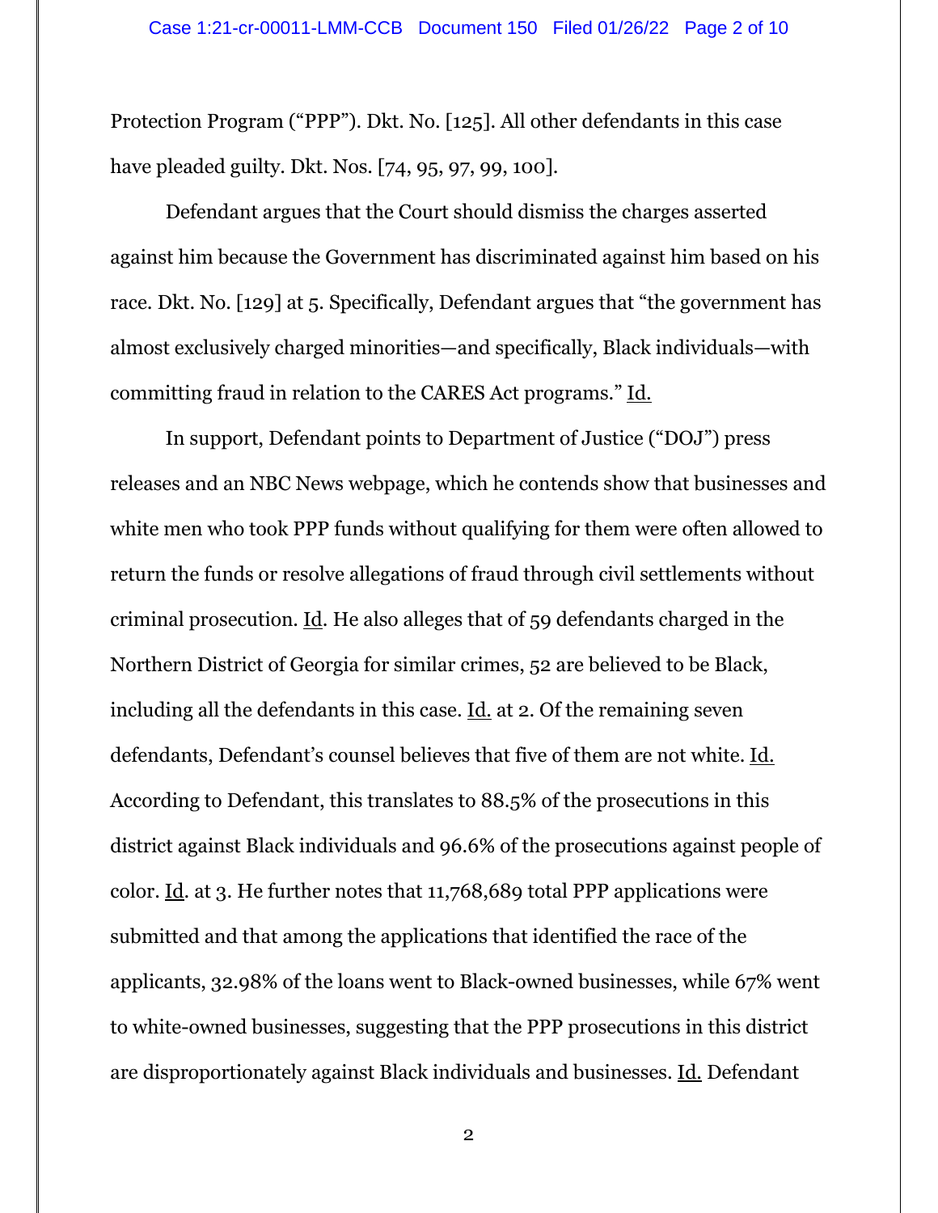Protection Program ("PPP"). Dkt. No. [125]. All other defendants in this case have pleaded guilty. Dkt. Nos. [74, 95, 97, 99, 100].

Defendant argues that the Court should dismiss the charges asserted against him because the Government has discriminated against him based on his race. Dkt. No. [129] at 5. Specifically, Defendant argues that "the government has almost exclusively charged minorities—and specifically, Black individuals—with committing fraud in relation to the CARES Act programs." Id.

In support, Defendant points to Department of Justice ("DOJ") press releases and an NBC News webpage, which he contends show that businesses and white men who took PPP funds without qualifying for them were often allowed to return the funds or resolve allegations of fraud through civil settlements without criminal prosecution. Id. He also alleges that of 59 defendants charged in the Northern District of Georgia for similar crimes, 52 are believed to be Black, including all the defendants in this case. Id. at 2. Of the remaining seven defendants, Defendant's counsel believes that five of them are not white. Id. According to Defendant, this translates to 88.5% of the prosecutions in this district against Black individuals and 96.6% of the prosecutions against people of color. Id. at 3. He further notes that 11,768,689 total PPP applications were submitted and that among the applications that identified the race of the applicants, 32.98% of the loans went to Black-owned businesses, while 67% went to white-owned businesses, suggesting that the PPP prosecutions in this district are disproportionately against Black individuals and businesses. Id. Defendant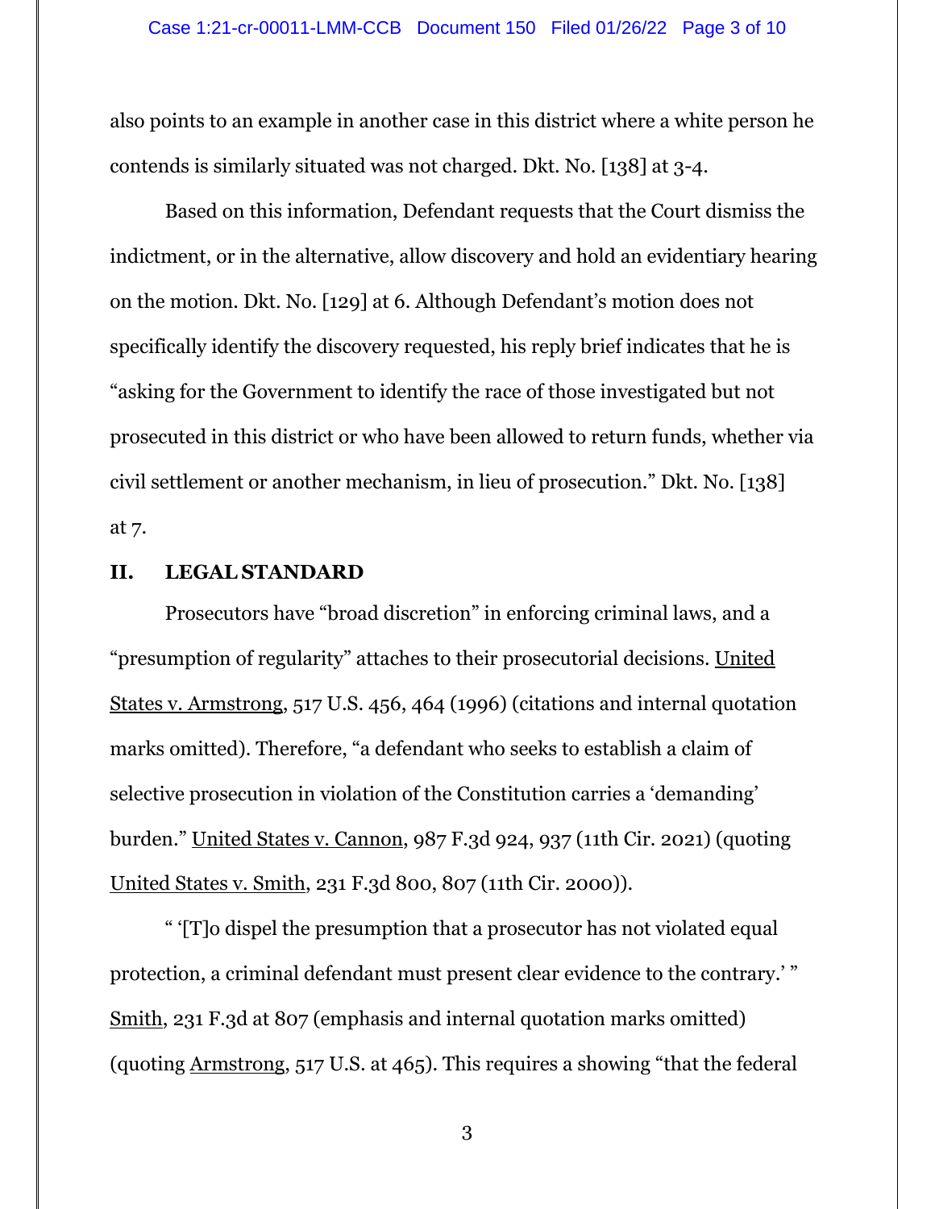also points to an example in another case in this district where a white person he contends is similarly situated was not charged. Dkt. No. [138] at 3-4.

Based on this information, Defendant requests that the Court dismiss the indictment, or in the alternative, allow discovery and hold an evidentiary hearing on the motion. Dkt. No. [129] at 6. Although Defendant's motion does not specifically identify the discovery requested, his reply brief indicates that he is "asking for the Government to identify the race of those investigated but not prosecuted in this district or who have been allowed to return funds, whether via civil settlement or another mechanism, in lieu of prosecution." Dkt. No. [138] at 7.

## II. LEGAL STANDARD

Prosecutors have "broad discretion" in enforcing criminal laws, and a "presumption of regularity" attaches to their prosecutorial decisions. United States v. Armstrong, 517 U.S. 456, 464 (1996) (citations and internal quotation marks omitted). Therefore, "a defendant who seeks to establish a claim of selective prosecution in violation of the Constitution carries a 'demanding' burden." United States v. Cannon, 987 F.3d 924, 937 (11th Cir. 2021) (quoting United States v. Smith, 231 F.3d 800, 807 (11th Cir. 2000)).

" '[T]o dispel the presumption that a prosecutor has not violated equal protection, a criminal defendant must present clear evidence to the contrary.' " Smith, 231 F.3d at 807 (emphasis and internal quotation marks omitted) (quoting Armstrong, 517 U.S. at 465). This requires a showing "that the federal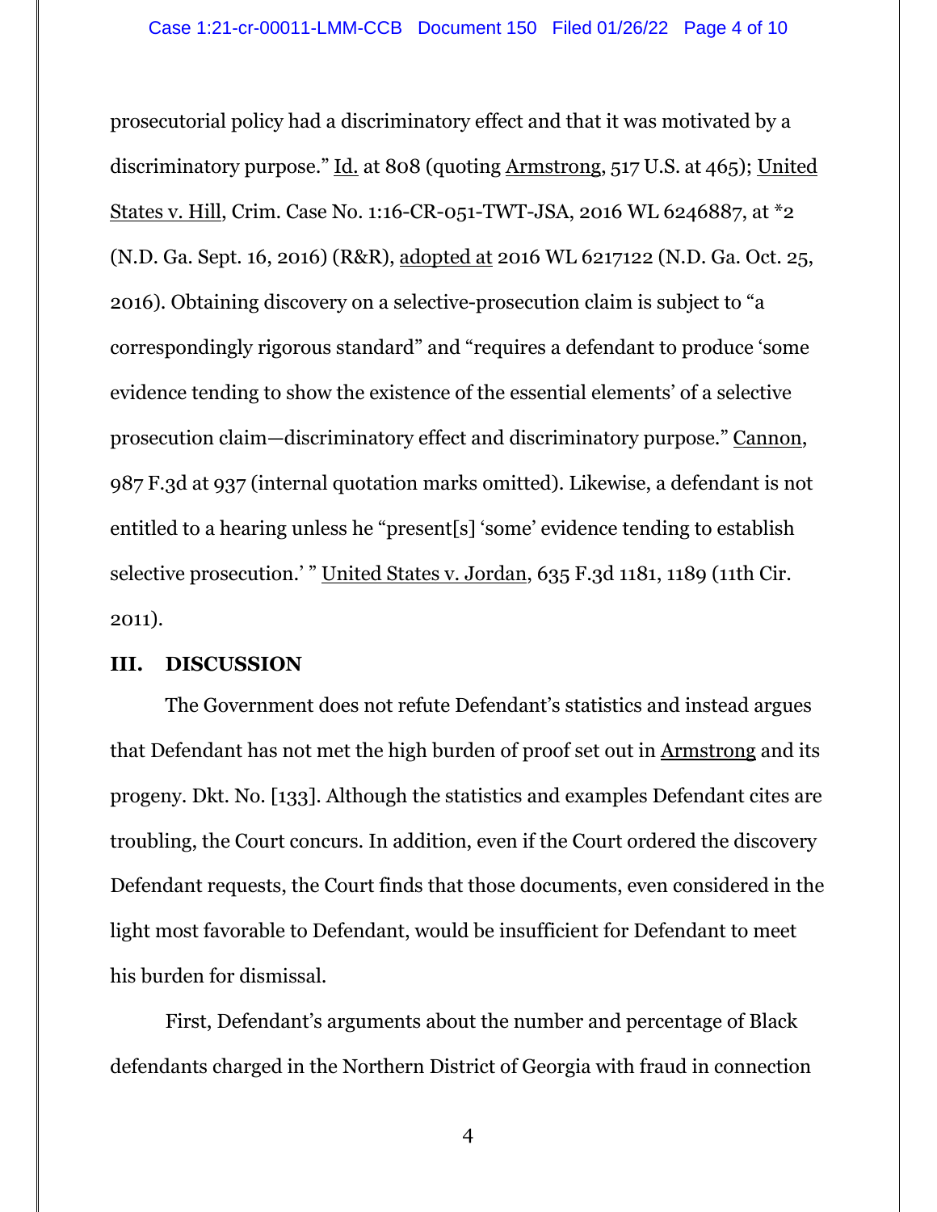prosecutorial policy had a discriminatory effect and that it was motivated by a discriminatory purpose." Id. at 808 (quoting Armstrong, 517 U.S. at 465); United States v. Hill, Crim. Case No. 1:16-CR-051-TWT-JSA, 2016 WL 6246887, at *2 (N.D. Ga. Sept. 16, 2016) (R&R), adopted at 2016 WL 6217122 (N.D. Ga. Oct. 25, 2016). Obtaining discovery on a selective-prosecution claim is subject to "a correspondingly rigorous standard" and "requires a defendant to produce 'some evidence tending to show the existence of the essential elements' of a selective prosecution claim—discriminatory effect and discriminatory purpose." Cannon, 987 F.3d at 937 (internal quotation marks omitted). Likewise, a defendant is not entitled to a hearing unless he "present[s] 'some' evidence tending to establish selective prosecution.' " United States v. Jordan, 635 F.3d 1181, 1189 (11th Cir. 2011).

## III. DISCUSSION

The Government does not refute Defendant's statistics and instead argues that Defendant has not met the high burden of proof set out in Armstrong and its progeny. Dkt. No. [133]. Although the statistics and examples Defendant cites are troubling, the Court concurs. In addition, even if the Court ordered the discovery Defendant requests, the Court finds that those documents, even considered in the light most favorable to Defendant, would be insufficient for Defendant to meet his burden for dismissal.

First, Defendant's arguments about the number and percentage of Black defendants charged in the Northern District of Georgia with fraud in connection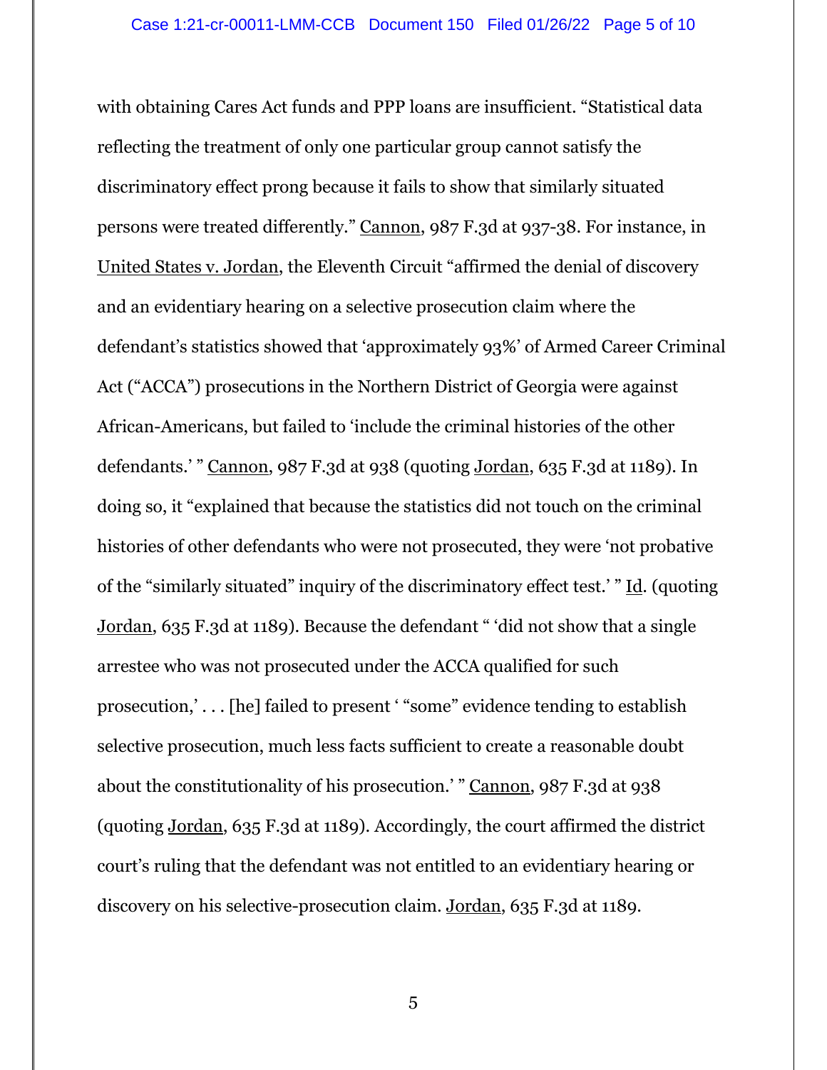with obtaining Cares Act funds and PPP loans are insufficient. "Statistical data reflecting the treatment of only one particular group cannot satisfy the discriminatory effect prong because it fails to show that similarly situated persons were treated differently." Cannon, 987 F.3d at 937-38. For instance, in United States v. Jordan, the Eleventh Circuit "affirmed the denial of discovery and an evidentiary hearing on a selective prosecution claim where the defendant's statistics showed that 'approximately 93%' of Armed Career Criminal Act ("ACCA") prosecutions in the Northern District of Georgia were against African-Americans, but failed to 'include the criminal histories of the other defendants.' " Cannon, 987 F.3d at 938 (quoting Jordan, 635 F.3d at 1189). In doing so, it "explained that because the statistics did not touch on the criminal histories of other defendants who were not prosecuted, they were 'not probative of the "similarly situated" inquiry of the discriminatory effect test.' " Id. (quoting Jordan, 635 F.3d at 1189). Because the defendant " 'did not show that a single arrestee who was not prosecuted under the ACCA qualified for such prosecution,' . . . [he] failed to present ' "some" evidence tending to establish selective prosecution, much less facts sufficient to create a reasonable doubt about the constitutionality of his prosecution.' " Cannon, 987 F.3d at 938 (quoting Jordan, 635 F.3d at 1189). Accordingly, the court affirmed the district court's ruling that the defendant was not entitled to an evidentiary hearing or discovery on his selective-prosecution claim. Jordan, 635 F.3d at 1189.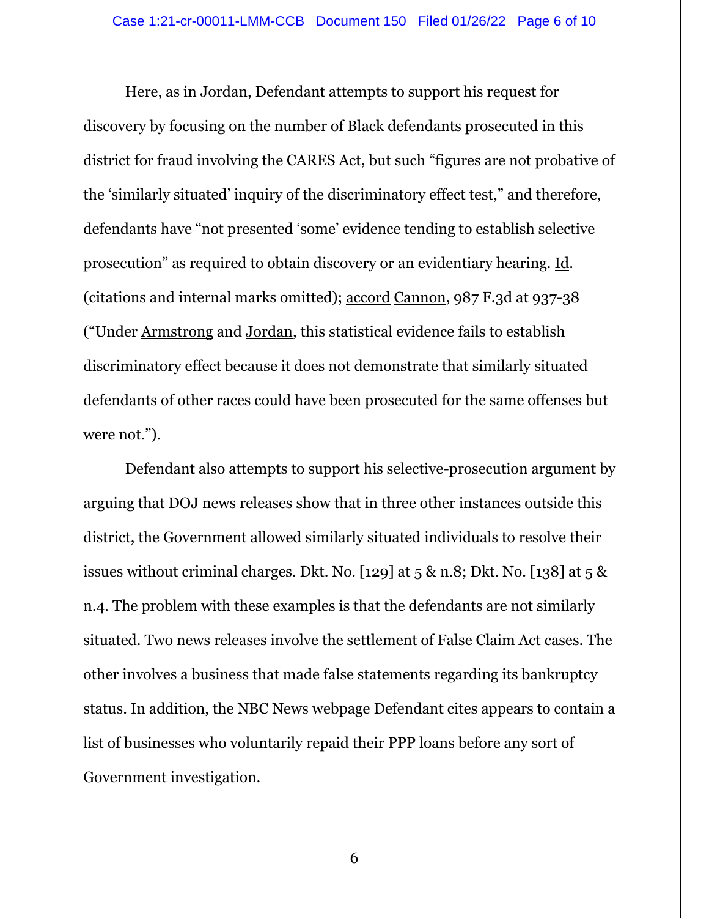Here, as in Jordan, Defendant attempts to support his request for discovery by focusing on the number of Black defendants prosecuted in this district for fraud involving the CARES Act, but such "figures are not probative of the 'similarly situated' inquiry of the discriminatory effect test," and therefore, defendants have "not presented 'some' evidence tending to establish selective prosecution" as required to obtain discovery or an evidentiary hearing. Id. (citations and internal marks omitted); accord Cannon, 987 F.3d at 937-38 ("Under Armstrong and Jordan, this statistical evidence fails to establish discriminatory effect because it does not demonstrate that similarly situated defendants of other races could have been prosecuted for the same offenses but were not.").

Defendant also attempts to support his selective-prosecution argument by arguing that DOJ news releases show that in three other instances outside this district, the Government allowed similarly situated individuals to resolve their issues without criminal charges. Dkt. No. [129] at 5 & n.8; Dkt. No. [138] at 5 & n.4. The problem with these examples is that the defendants are not similarly situated. Two news releases involve the settlement of False Claim Act cases. The other involves a business that made false statements regarding its bankruptcy status. In addition, the NBC News webpage Defendant cites appears to contain a list of businesses who voluntarily repaid their PPP loans before any sort of Government investigation.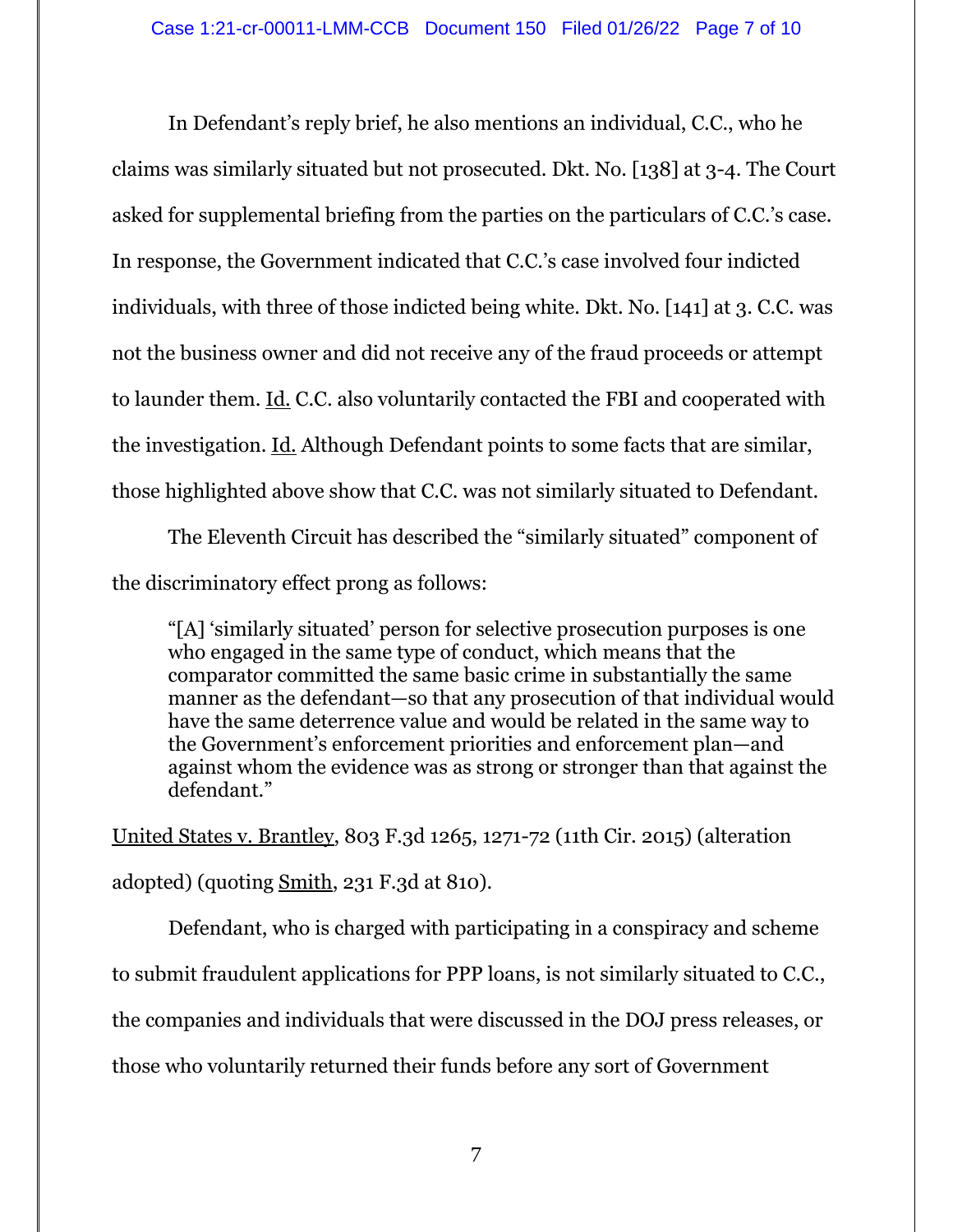In Defendant's reply brief, he also mentions an individual, C.C., who he claims was similarly situated but not prosecuted. Dkt. No. [138] at 3-4. The Court asked for supplemental briefing from the parties on the particulars of C.C.'s case. In response, the Government indicated that C.C.'s case involved four indicted individuals, with three of those indicted being white. Dkt. No. [141] at 3. C.C. was not the business owner and did not receive any of the fraud proceeds or attempt to launder them. Id. C.C. also voluntarily contacted the FBI and cooperated with the investigation. Id. Although Defendant points to some facts that are similar, those highlighted above show that C.C. was not similarly situated to Defendant.

The Eleventh Circuit has described the "similarly situated" component of the discriminatory effect prong as follows:

> "[A] 'similarly situated' person for selective prosecution purposes is one who engaged in the same type of conduct, which means that the comparator committed the same basic crime in substantially the same manner as the defendant—so that any prosecution of that individual would have the same deterrence value and would be related in the same way to the Government's enforcement priorities and enforcement plan—and against whom the evidence was as strong or stronger than that against the defendant."

United States v. Brantley, 803 F.3d 1265, 1271-72 (11th Cir. 2015) (alteration adopted) (quoting Smith, 231 F.3d at 810).

Defendant, who is charged with participating in a conspiracy and scheme to submit fraudulent applications for PPP loans, is not similarly situated to C.C., the companies and individuals that were discussed in the DOJ press releases, or those who voluntarily returned their funds before any sort of Government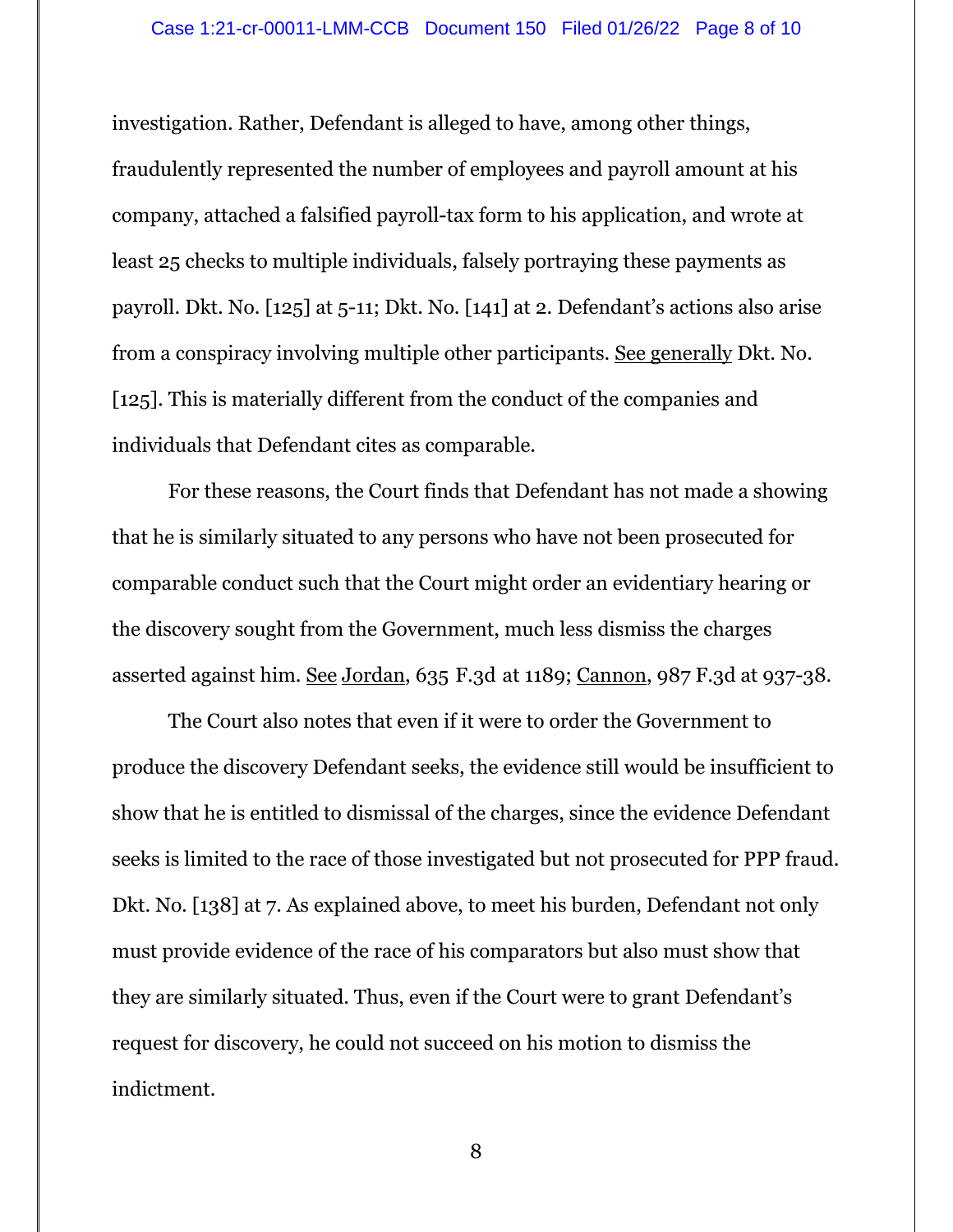investigation. Rather, Defendant is alleged to have, among other things, fraudulently represented the number of employees and payroll amount at his company, attached a falsified payroll-tax form to his application, and wrote at least 25 checks to multiple individuals, falsely portraying these payments as payroll. Dkt. No. [125] at 5-11; Dkt. No. [141] at 2. Defendant's actions also arise from a conspiracy involving multiple other participants. See generally Dkt. No. [125]. This is materially different from the conduct of the companies and individuals that Defendant cites as comparable.

For these reasons, the Court finds that Defendant has not made a showing that he is similarly situated to any persons who have not been prosecuted for comparable conduct such that the Court might order an evidentiary hearing or the discovery sought from the Government, much less dismiss the charges asserted against him. See Jordan, 635 F.3d at 1189; Cannon, 987 F.3d at 937-38.

The Court also notes that even if it were to order the Government to produce the discovery Defendant seeks, the evidence still would be insufficient to show that he is entitled to dismissal of the charges, since the evidence Defendant seeks is limited to the race of those investigated but not prosecuted for PPP fraud. Dkt. No. [138] at 7. As explained above, to meet his burden, Defendant not only must provide evidence of the race of his comparators but also must show that they are similarly situated. Thus, even if the Court were to grant Defendant's request for discovery, he could not succeed on his motion to dismiss the indictment.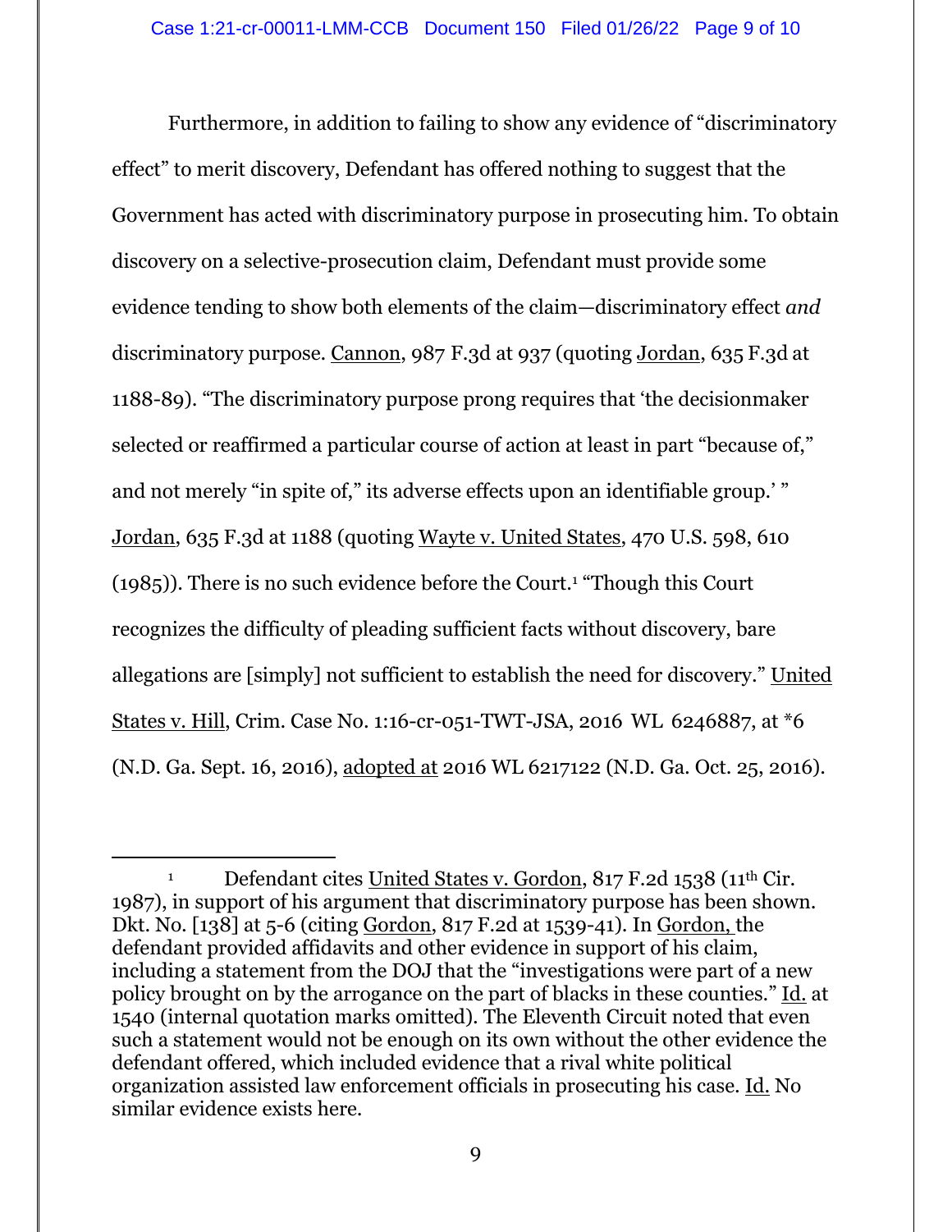Furthermore, in addition to failing to show any evidence of "discriminatory effect" to merit discovery, Defendant has offered nothing to suggest that the Government has acted with discriminatory purpose in prosecuting him. To obtain discovery on a selective-prosecution claim, Defendant must provide some evidence tending to show both elements of the claim—discriminatory effect *and* discriminatory purpose. Cannon, 987 F.3d at 937 (quoting Jordan, 635 F.3d at 1188-89). "The discriminatory purpose prong requires that 'the decisionmaker selected or reaffirmed a particular course of action at least in part "because of," and not merely "in spite of," its adverse effects upon an identifiable group.' " Jordan, 635 F.3d at 1188 (quoting Wayte v. United States, 470 U.S. 598, 610 (1985)). There is no such evidence before the Court.[1] "Though this Court recognizes the difficulty of pleading sufficient facts without discovery, bare allegations are [simply] not sufficient to establish the need for discovery." United States v. Hill, Crim. Case No. 1:16-cr-051-TWT-JSA, 2016 WL 6246887, at *6 (N.D. Ga. Sept. 16, 2016), adopted at 2016 WL 6217122 (N.D. Ga. Oct. 25, 2016).

---

[1] Defendant cites United States v. Gordon, 817 F.2d 1538 (11th Cir. 1987), in support of his argument that discriminatory purpose has been shown. Dkt. No. [138] at 5-6 (citing Gordon, 817 F.2d at 1539-41). In Gordon, the defendant provided affidavits and other evidence in support of his claim, including a statement from the DOJ that the "investigations were part of a new policy brought on by the arrogance on the part of blacks in these counties." Id. at 1540 (internal quotation marks omitted). The Eleventh Circuit noted that even such a statement would not be enough on its own without the other evidence the defendant offered, which included evidence that a rival white political organization assisted law enforcement officials in prosecuting his case. Id. No similar evidence exists here.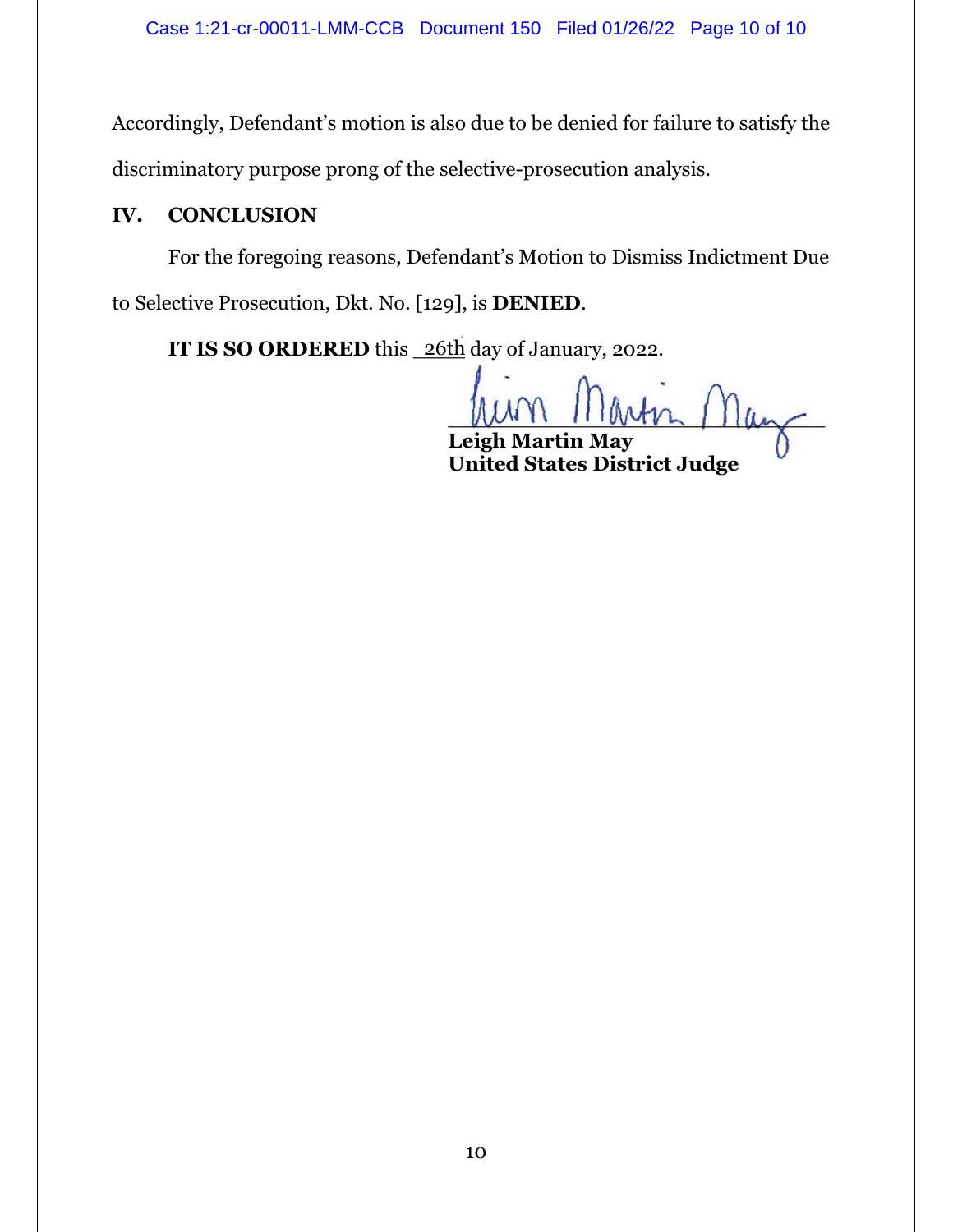Accordingly, Defendant's motion is also due to be denied for failure to satisfy the discriminatory purpose prong of the selective-prosecution analysis.

## IV. CONCLUSION

For the foregoing reasons, Defendant's Motion to Dismiss Indictment Due to Selective Prosecution, Dkt. No. [129], is **DENIED**.

**IT IS SO ORDERED** this 26th day of January, 2022.

**Leigh Martin May**
**United States District Judge**